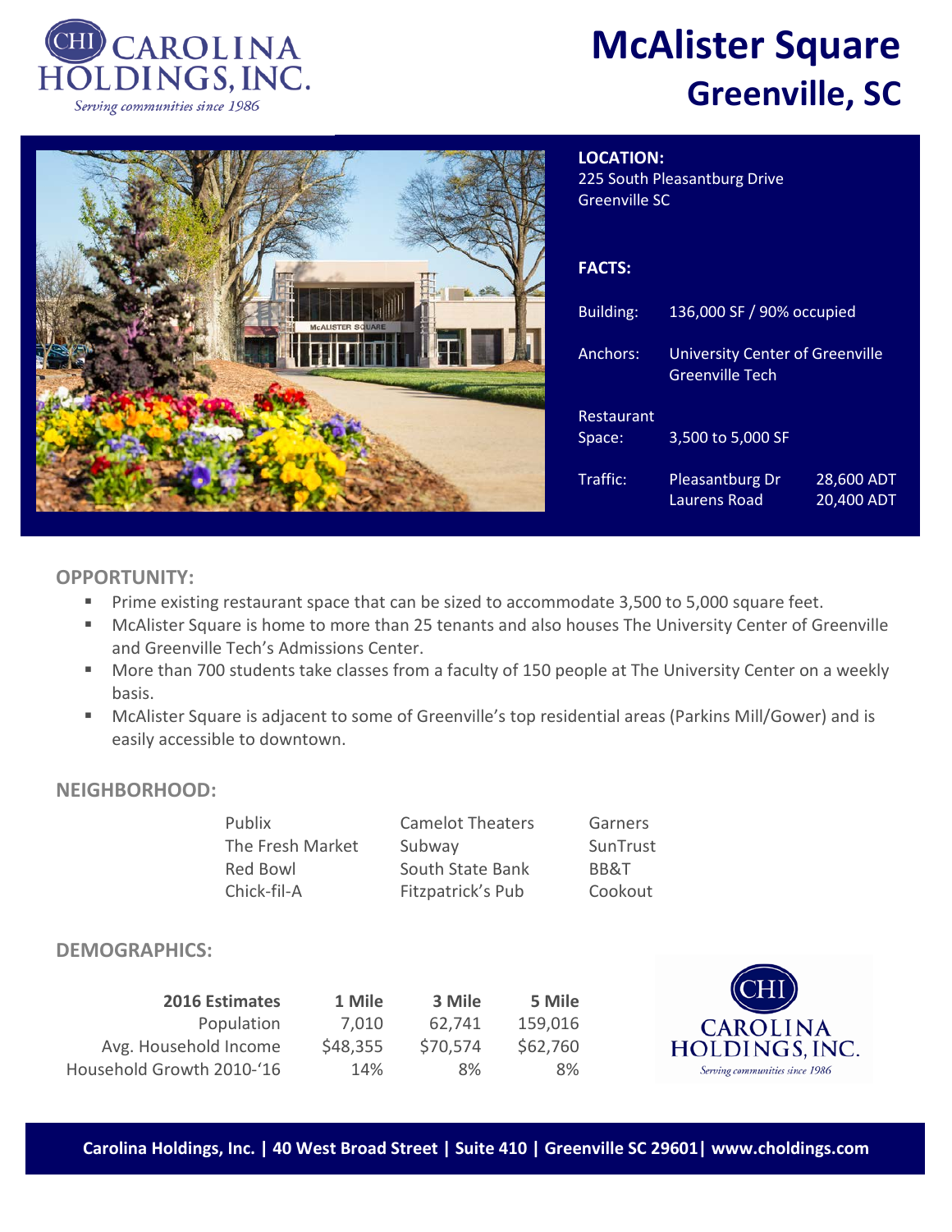CAROLINA HOLDINGS, INC.
*Serving communities since 1986*

# McAlister Square
## Greenville, SC

**LOCATION:**
225 South Pleasantburg Drive
Greenville SC

**FACTS:**

| | | |
|---|---|---|
| Building: | 136,000 SF / 90% occupied | |
| Anchors: | University Center of Greenville<br>Greenville Tech | |
| Restaurant Space: | 3,500 to 5,000 SF | |
| Traffic: | Pleasantburg Dr<br>Laurens Road | 28,600 ADT<br>20,400 ADT |

### OPPORTUNITY:

- Prime existing restaurant space that can be sized to accommodate 3,500 to 5,000 square feet.
- McAlister Square is home to more than 25 tenants and also houses The University Center of Greenville and Greenville Tech's Admissions Center.
- More than 700 students take classes from a faculty of 150 people at The University Center on a weekly basis.
- McAlister Square is adjacent to some of Greenville's top residential areas (Parkins Mill/Gower) and is easily accessible to downtown.

### NEIGHBORHOOD:

| | | |
|---|---|---|
| Publix | Camelot Theaters | Garners |
| The Fresh Market | Subway | SunTrust |
| Red Bowl | South State Bank | BB&T |
| Chick-fil-A | Fitzpatrick's Pub | Cookout |

### DEMOGRAPHICS:

| 2016 Estimates | 1 Mile | 3 Mile | 5 Mile |
|---|---|---|---|
| Population | 7,010 | 62,741 | 159,016 |
| Avg. Household Income | $48,355 | $70,574 | $62,760 |
| Household Growth 2010-'16 | 14% | 8% | 8% |

CAROLINA HOLDINGS, INC.
*Serving communities since 1986*

**Carolina Holdings, Inc. | 40 West Broad Street | Suite 410 | Greenville SC 29601| www.choldings.com**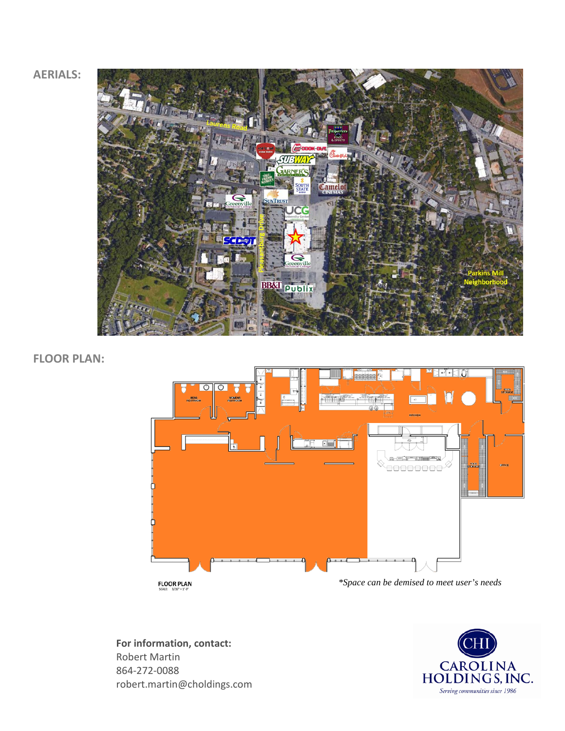## AERIALS:

Laurens Road

Pleasantburg Drive

Parkins Mill Neighborhood

## FLOOR PLAN:

*\*Space can be demised to meet user's needs*

**For information, contact:**
Robert Martin
864-272-0088
robert.martin@choldings.com

CHI
CAROLINA HOLDINGS, INC.
*Serving communities since 1986*